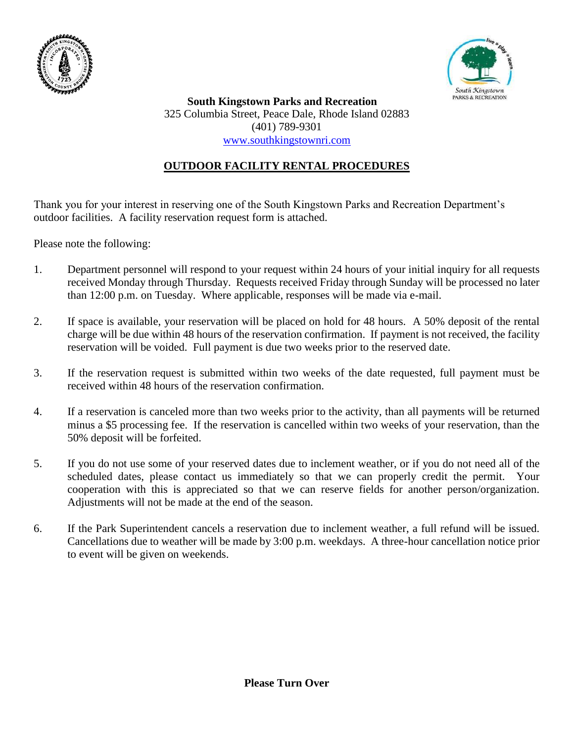**South Kingstown Parks and Recreation**
325 Columbia Street, Peace Dale, Rhode Island 02883
(401) 789-9301
www.southkingstownri.com

# OUTDOOR FACILITY RENTAL PROCEDURES

Thank you for your interest in reserving one of the South Kingstown Parks and Recreation Department's outdoor facilities. A facility reservation request form is attached.

Please note the following:

1. Department personnel will respond to your request within 24 hours of your initial inquiry for all requests received Monday through Thursday. Requests received Friday through Sunday will be processed no later than 12:00 p.m. on Tuesday. Where applicable, responses will be made via e-mail.

2. If space is available, your reservation will be placed on hold for 48 hours. A 50% deposit of the rental charge will be due within 48 hours of the reservation confirmation. If payment is not received, the facility reservation will be voided. Full payment is due two weeks prior to the reserved date.

3. If the reservation request is submitted within two weeks of the date requested, full payment must be received within 48 hours of the reservation confirmation.

4. If a reservation is canceled more than two weeks prior to the activity, than all payments will be returned minus a $5 processing fee. If the reservation is cancelled within two weeks of your reservation, than the 50% deposit will be forfeited.

5. If you do not use some of your reserved dates due to inclement weather, or if you do not need all of the scheduled dates, please contact us immediately so that we can properly credit the permit. Your cooperation with this is appreciated so that we can reserve fields for another person/organization. Adjustments will not be made at the end of the season.

6. If the Park Superintendent cancels a reservation due to inclement weather, a full refund will be issued. Cancellations due to weather will be made by 3:00 p.m. weekdays. A three-hour cancellation notice prior to event will be given on weekends.

**Please Turn Over**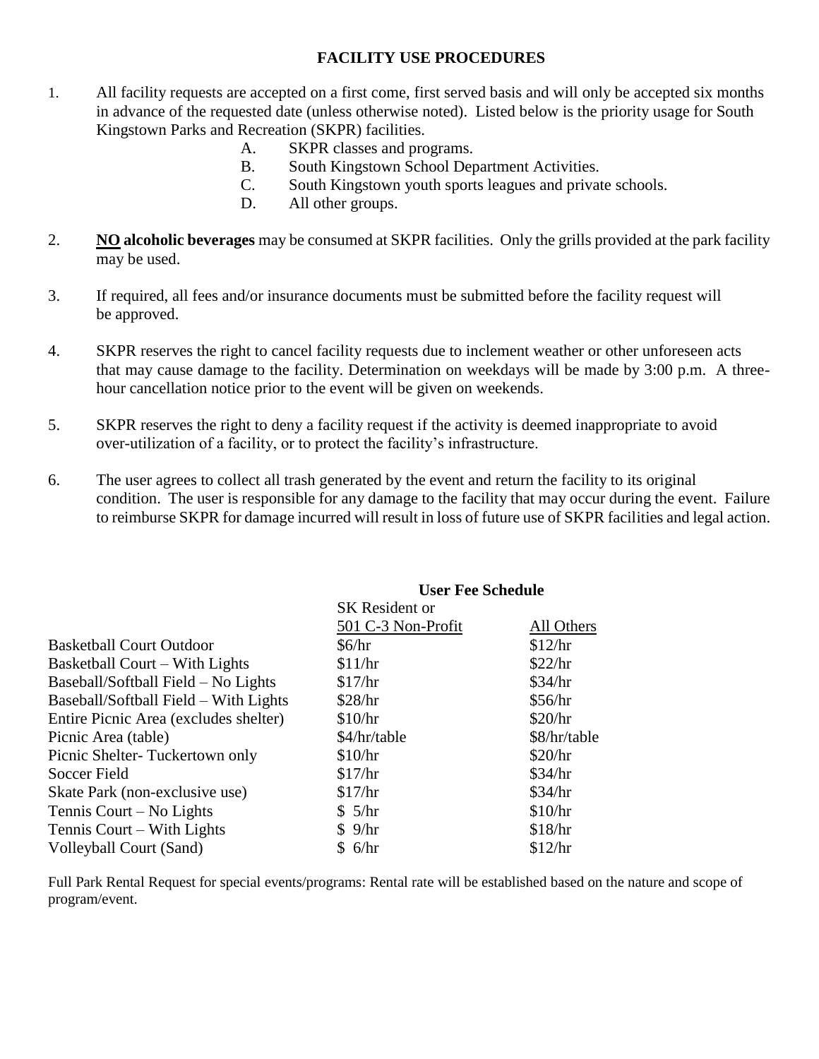## FACILITY USE PROCEDURES

1. All facility requests are accepted on a first come, first served basis and will only be accepted six months in advance of the requested date (unless otherwise noted). Listed below is the priority usage for South Kingstown Parks and Recreation (SKPR) facilities.
   - A. SKPR classes and programs.
   - B. South Kingstown School Department Activities.
   - C. South Kingstown youth sports leagues and private schools.
   - D. All other groups.

2. **<u>NO</u> alcoholic beverages** may be consumed at SKPR facilities. Only the grills provided at the park facility may be used.

3. If required, all fees and/or insurance documents must be submitted before the facility request will be approved.

4. SKPR reserves the right to cancel facility requests due to inclement weather or other unforeseen acts that may cause damage to the facility. Determination on weekdays will be made by 3:00 p.m. A three-hour cancellation notice prior to the event will be given on weekends.

5. SKPR reserves the right to deny a facility request if the activity is deemed inappropriate to avoid over-utilization of a facility, or to protect the facility's infrastructure.

6. The user agrees to collect all trash generated by the event and return the facility to its original condition. The user is responsible for any damage to the facility that may occur during the event. Failure to reimburse SKPR for damage incurred will result in loss of future use of SKPR facilities and legal action.

### User Fee Schedule

| | SK Resident or 501 C-3 Non-Profit | All Others |
|---|---|---|
| Basketball Court Outdoor | $6/hr | $12/hr |
| Basketball Court – With Lights | $11/hr | $22/hr |
| Baseball/Softball Field – No Lights | $17/hr | $34/hr |
| Baseball/Softball Field – With Lights | $28/hr | $56/hr |
| Entire Picnic Area (excludes shelter) | $10/hr | $20/hr |
| Picnic Area (table) | $4/hr/table | $8/hr/table |
| Picnic Shelter- Tuckertown only | $10/hr | $20/hr |
| Soccer Field | $17/hr | $34/hr |
| Skate Park (non-exclusive use) | $17/hr | $34/hr |
| Tennis Court – No Lights | $ 5/hr | $10/hr |
| Tennis Court – With Lights | $ 9/hr | $18/hr |
| Volleyball Court (Sand) | $ 6/hr | $12/hr |

Full Park Rental Request for special events/programs: Rental rate will be established based on the nature and scope of program/event.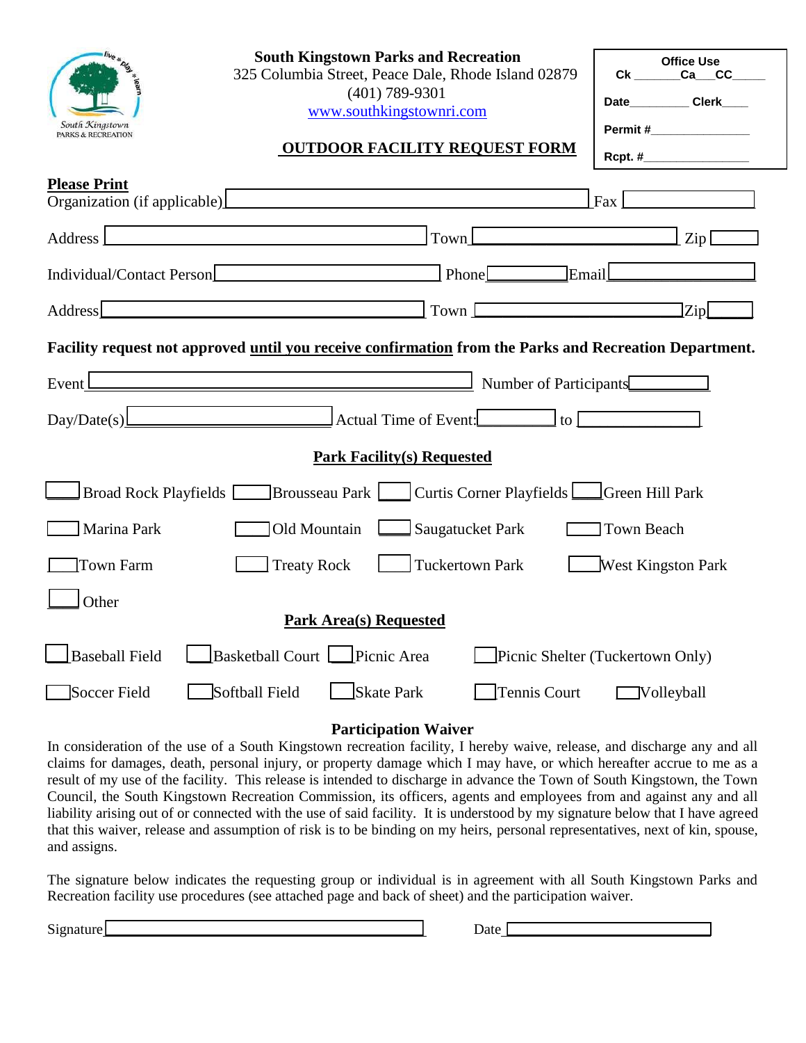South Kingstown PARKS & RECREATION

**South Kingstown Parks and Recreation**
325 Columbia Street, Peace Dale, Rhode Island 02879
(401) 789-9301
www.southkingstownri.com

**OUTDOOR FACILITY REQUEST FORM**

**Office Use**
**Ck** ______ **Ca**___**CC**_____
**Date**________ **Clerk**____
**Permit #**_______________
**Rcpt. #**_______________

**Please Print**

Organization (if applicable) ____________________ Fax ____________

Address ____________________ Town ____________ Zip ______

Individual/Contact Person ____________________ Phone ____________ Email ____________

Address ____________________ Town ____________ Zip ______

**Facility request not approved until you receive confirmation from the Parks and Recreation Department.**

Event ____________________ Number of Participants ______

Day/Date(s) ____________________ Actual Time of Event: ________ to ________

## Park Facility(s) Requested

☐ Broad Rock Playfields ☐ Brousseau Park ☐ Curtis Corner Playfields ☐ Green Hill Park

☐ Marina Park ☐ Old Mountain ☐ Saugatucket Park ☐ Town Beach

☐ Town Farm ☐ Treaty Rock ☐ Tuckertown Park ☐ West Kingston Park

☐ Other

## Park Area(s) Requested

☐ Baseball Field ☐ Basketball Court ☐ Picnic Area ☐ Picnic Shelter (Tuckertown Only)

☐ Soccer Field ☐ Softball Field ☐ Skate Park ☐ Tennis Court ☐ Volleyball

## Participation Waiver

In consideration of the use of a South Kingstown recreation facility, I hereby waive, release, and discharge any and all claims for damages, death, personal injury, or property damage which I may have, or which hereafter accrue to me as a result of my use of the facility. This release is intended to discharge in advance the Town of South Kingstown, the Town Council, the South Kingstown Recreation Commission, its officers, agents and employees from and against any and all liability arising out of or connected with the use of said facility. It is understood by my signature below that I have agreed that this waiver, release and assumption of risk is to be binding on my heirs, personal representatives, next of kin, spouse, and assigns.

The signature below indicates the requesting group or individual is in agreement with all South Kingstown Parks and Recreation facility use procedures (see attached page and back of sheet) and the participation waiver.

Signature ____________________ Date ____________